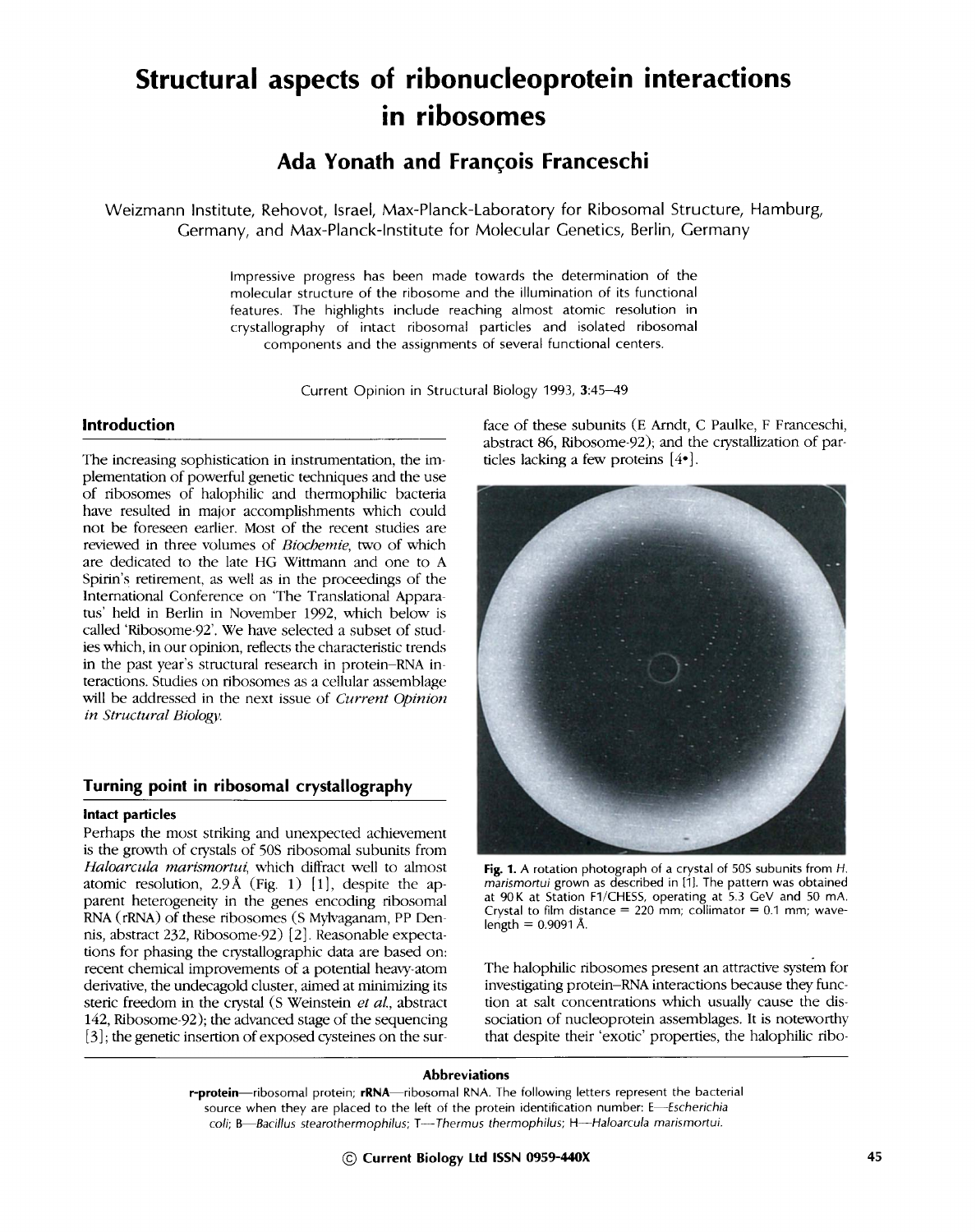# Structural aspects of ribonucleoprotein interactions in ribosomes

## Ada Yonath and François Franceschi

Weizmann Institute, Rehovot, Israel, Max-Planck-Laboratory for Ribosomal Structure, Hamburg, Germany, and Max-Planck-Institute for Molecular Genetics, Berlin, Germany

Impressive progress has been made towards the determination of the molecular structure of the ribosome and the illumination of its functional features. The highlights include reaching almost atomic resolution in crystallography of intact ribosomal particles and isolated ribosomal components and the assignments of several functional centers.

Current Opinion in Structural Biology 1993, **3**:45–49

## Introduction

The increasing sophistication in instrumentation, the implementation of powerful genetic techniques and the use of ribosomes of halophilic and thermophilic bacteria have resulted in major accomplishments which could not be foreseen earlier. Most of the recent studies are reviewed in three volumes of *Biochemie*, two of which are dedicated to the late HG Wittmann and one to A Spirin's retirement, as well as in the proceedings of the International Conference on 'The Translational Apparatus' held in Berlin in November 1992, which below is called 'Ribosome-92'. We have selected a subset of studies which, in our opinion, reflects the characteristic trends in the past year's structural research in protein–RNA interactions. Studies on ribosomes as a cellular assemblage will be addressed in the next issue of *Current Opinion in Structural Biology*.

## Turning point in ribosomal crystallography

### Intact particles

Perhaps the most striking and unexpected achievement is the growth of crystals of 50S ribosomal subunits from *Haloarcula marismortui*, which diffract well to almost atomic resolution, 2.9 Å (Fig. 1) [1], despite the apparent heterogeneity in the genes encoding ribosomal RNA (rRNA) of these ribosomes (S Mylvaganam, PP Dennis, abstract 232, Ribosome-92) [2]. Reasonable expectations for phasing the crystallographic data are based on: recent chemical improvements of a potential heavy-atom derivative, the undecagold cluster, aimed at minimizing its steric freedom in the crystal (S Weinstein *et al.*, abstract 142, Ribosome-92); the advanced stage of the sequencing [3]; the genetic insertion of exposed cysteines on the surface of these subunits (E Arndt, C Paulke, F Franceschi, abstract 86, Ribosome-92); and the crystallization of particles lacking a few proteins [4•].

**Fig. 1.** A rotation photograph of a crystal of 50S subunits from *H. marismortui* grown as described in [1]. The pattern was obtained at 90 K at Station F1/CHESS, operating at 5.3 GeV and 50 mA. Crystal to film distance = 220 mm; collimator = 0.1 mm; wavelength = 0.9091 Å.

The halophilic ribosomes present an attractive system for investigating protein–RNA interactions because they function at salt concentrations which usually cause the dissociation of nucleoprotein assemblages. It is noteworthy that despite their 'exotic' properties, the halophilic ribo-

---

**Abbreviations**

**r-protein**—ribosomal protein; **rRNA**—ribosomal RNA. The following letters represent the bacterial source when they are placed to the left of the protein identification number: E—*Escherichia coli*; B—*Bacillus stearothermophilus*; T—*Thermus thermophilus*; H—*Haloarcula marismortui*.

© Current Biology Ltd ISSN 0959-440X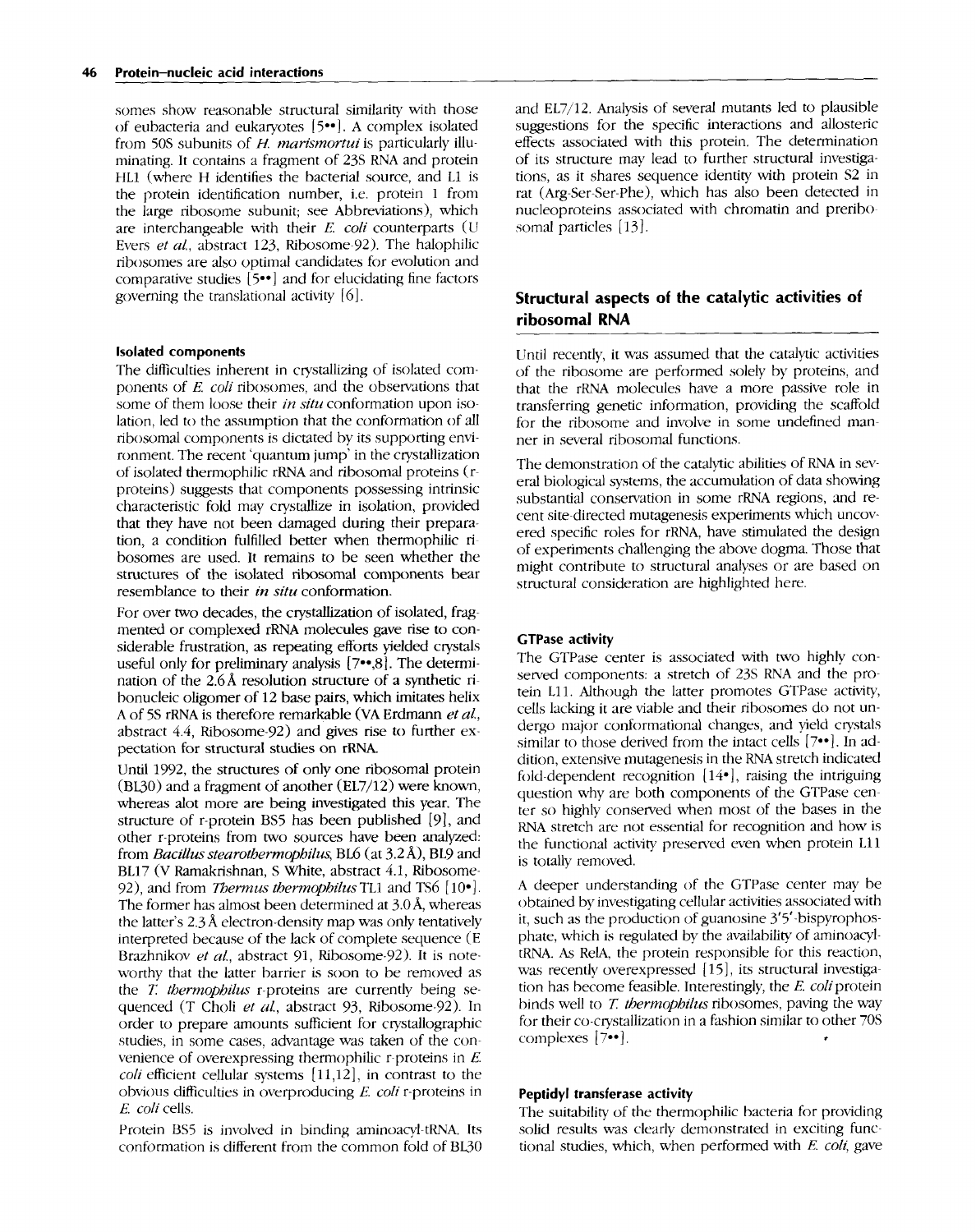somes show reasonable structural similarity with those of eubacteria and eukaryotes [5••]. A complex isolated from 50S subunits of *H. marismortui* is particularly illuminating. It contains a fragment of 23S RNA and protein HL1 (where H identifies the bacterial source, and L1 is the protein identification number, i.e. protein 1 from the large ribosome subunit; see Abbreviations), which are interchangeable with their *E. coli* counterparts (U Evers *et al.*, abstract 123, Ribosome-92). The halophilic ribosomes are also optimal candidates for evolution and comparative studies [5••] and for elucidating fine factors governing the translational activity [6].

#### Isolated components

The difficulties inherent in crystallizing of isolated components of *E. coli* ribosomes, and the observations that some of them loose their *in situ* conformation upon isolation, led to the assumption that the conformation of all ribosomal components is dictated by its supporting environment. The recent 'quantum jump' in the crystallization of isolated thermophilic rRNA and ribosomal proteins (r-proteins) suggests that components possessing intrinsic characteristic fold may crystallize in isolation, provided that they have not been damaged during their preparation, a condition fulfilled better when thermophilic ribosomes are used. It remains to be seen whether the structures of the isolated ribosomal components bear resemblance to their *in situ* conformation.

For over two decades, the crystallization of isolated, fragmented or complexed rRNA molecules gave rise to considerable frustration, as repeating efforts yielded crystals useful only for preliminary analysis [7••,8]. The determination of the 2.6 Å resolution structure of a synthetic ribonucleic oligomer of 12 base pairs, which imitates helix A of 5S rRNA is therefore remarkable (VA Erdmann *et al.*, abstract 4.4, Ribosome-92) and gives rise to further expectation for structural studies on rRNA.

Until 1992, the structures of only one ribosomal protein (BL30) and a fragment of another (EL7/12) were known, whereas alot more are being investigated this year. The structure of r-protein BS5 has been published [9], and other r-proteins from two sources have been analyzed: from *Bacillus stearothermophilus*, BL6 (at 3.2 Å), BL9 and BL17 (V Ramakrishnan, S White, abstract 4.1, Ribosome-92), and from *Thermus thermophilus* TL1 and TS6 [10•]. The former has almost been determined at 3.0 Å, whereas the latter's 2.3 Å electron-density map was only tentatively interpreted because of the lack of complete sequence (E Brazhnikov *et al.*, abstract 91, Ribosome-92). It is noteworthy that the latter barrier is soon to be removed as the *T. thermophilus* r-proteins are currently being sequenced (T Choli *et al.*, abstract 93, Ribosome-92). In order to prepare amounts sufficient for crystallographic studies, in some cases, advantage was taken of the convenience of overexpressing thermophilic r-proteins in *E. coli* efficient cellular systems [11,12], in contrast to the obvious difficulties in overproducing *E. coli* r-proteins in *E. coli* cells.

Protein BS5 is involved in binding aminoacyl-tRNA. Its conformation is different from the common fold of BL30 and EL7/12. Analysis of several mutants led to plausible suggestions for the specific interactions and allosteric effects associated with this protein. The determination of its structure may lead to further structural investigations, as it shares sequence identity with protein S2 in rat (Arg-Ser-Ser-Phe), which has also been detected in nucleoproteins associated with chromatin and preribosomal particles [13].

## Structural aspects of the catalytic activities of ribosomal RNA

Until recently, it was assumed that the catalytic activities of the ribosome are performed solely by proteins, and that the rRNA molecules have a more passive role in transferring genetic information, providing the scaffold for the ribosome and involve in some undefined manner in several ribosomal functions.

The demonstration of the catalytic abilities of RNA in several biological systems, the accumulation of data showing substantial conservation in some rRNA regions, and recent site-directed mutagenesis experiments which uncovered specific roles for rRNA, have stimulated the design of experiments challenging the above dogma. Those that might contribute to structural analyses or are based on structural consideration are highlighted here.

#### GTPase activity

The GTPase center is associated with two highly conserved components: a stretch of 23S RNA and the protein L11. Although the latter promotes GTPase activity, cells lacking it are viable and their ribosomes do not undergo major conformational changes, and yield crystals similar to those derived from the intact cells [7••]. In addition, extensive mutagenesis in the RNA stretch indicated fold-dependent recognition [14•], raising the intriguing question why are both components of the GTPase center so highly conserved when most of the bases in the RNA stretch are not essential for recognition and how is the functional activity preserved even when protein L11 is totally removed.

A deeper understanding of the GTPase center may be obtained by investigating cellular activities associated with it, such as the production of guanosine 3'5'-bispyrophosphate, which is regulated by the availability of aminoacyl-tRNA. As RelA, the protein responsible for this reaction, was recently overexpressed [15], its structural investigation has become feasible. Interestingly, the *E. coli* protein binds well to *T. thermophilus* ribosomes, paving the way for their co-crystallization in a fashion similar to other 70S complexes [7••].

#### Peptidyl transferase activity

The suitability of the thermophilic bacteria for providing solid results was clearly demonstrated in exciting functional studies, which, when performed with *E. coli*, gave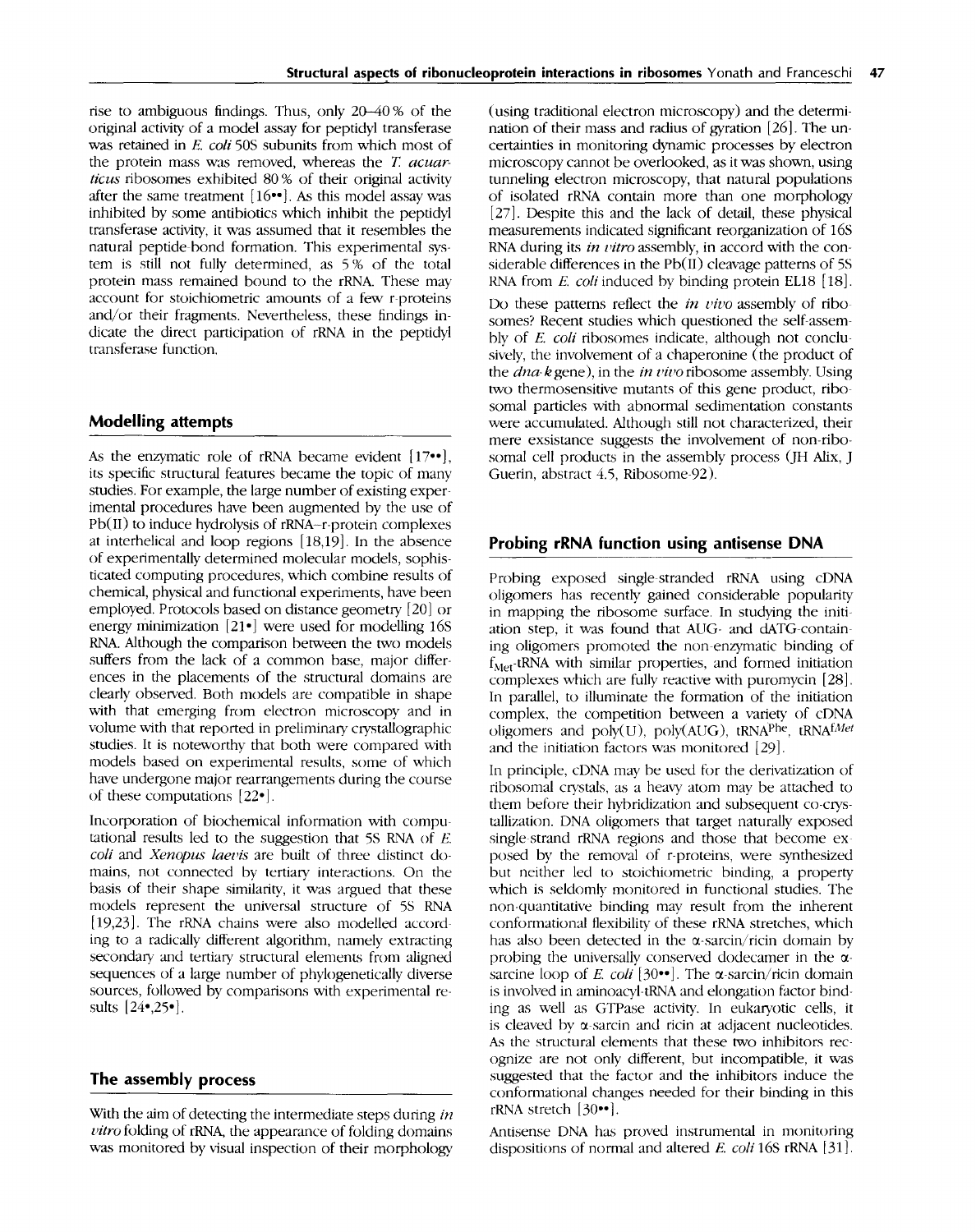rise to ambiguous findings. Thus, only 20–40 % of the original activity of a model assay for peptidyl transferase was retained in *E. coli* 50S subunits from which most of the protein mass was removed, whereas the *T. acuarticus* ribosomes exhibited 80 % of their original activity after the same treatment [16••]. As this model assay was inhibited by some antibiotics which inhibit the peptidyl transferase activity, it was assumed that it resembles the natural peptide-bond formation. This experimental system is still not fully determined, as 5 % of the total protein mass remained bound to the rRNA. These may account for stoichiometric amounts of a few r-proteins and/or their fragments. Nevertheless, these findings indicate the direct participation of rRNA in the peptidyl transferase function.

## Modelling attempts

As the enzymatic role of rRNA became evident [17••], its specific structural features became the topic of many studies. For example, the large number of existing experimental procedures have been augmented by the use of Pb(II) to induce hydrolysis of rRNA–r-protein complexes at interhelical and loop regions [18,19]. In the absence of experimentally determined molecular models, sophisticated computing procedures, which combine results of chemical, physical and functional experiments, have been employed. Protocols based on distance geometry [20] or energy minimization [21•] were used for modelling 16S RNA. Although the comparison between the two models suffers from the lack of a common base, major differences in the placements of the structural domains are clearly observed. Both models are compatible in shape with that emerging from electron microscopy and in volume with that reported in preliminary crystallographic studies. It is noteworthy that both were compared with models based on experimental results, some of which have undergone major rearrangements during the course of these computations [22•].

Incorporation of biochemical information with computational results led to the suggestion that 5S RNA of *E. coli* and *Xenopus laevis* are built of three distinct domains, not connected by tertiary interactions. On the basis of their shape similarity, it was argued that these models represent the universal structure of 5S RNA [19,23]. The rRNA chains were also modelled according to a radically different algorithm, namely extracting secondary and tertiary structural elements from aligned sequences of a large number of phylogenetically diverse sources, followed by comparisons with experimental results [24•,25•].

## The assembly process

With the aim of detecting the intermediate steps during *in vitro* folding of rRNA, the appearance of folding domains was monitored by visual inspection of their morphology (using traditional electron microscopy) and the determination of their mass and radius of gyration [26]. The uncertainties in monitoring dynamic processes by electron microscopy cannot be overlooked, as it was shown, using tunneling electron microscopy, that natural populations of isolated rRNA contain more than one morphology [27]. Despite this and the lack of detail, these physical measurements indicated significant reorganization of 16S RNA during its *in vitro* assembly, in accord with the considerable differences in the Pb(II) cleavage patterns of 5S RNA from *E. coli* induced by binding protein EL18 [18].

Do these patterns reflect the *in vivo* assembly of ribosomes? Recent studies which questioned the self-assembly of *E. coli* ribosomes indicate, although not conclusively, the involvement of a chaperonine (the product of the *dna-k* gene), in the *in vivo* ribosome assembly. Using two thermosensitive mutants of this gene product, ribosomal particles with abnormal sedimentation constants were accumulated. Although still not characterized, their mere exsistance suggests the involvement of non-ribosomal cell products in the assembly process (JH Alix, J Guerin, abstract 4.5, Ribosome-92).

## Probing rRNA function using antisense DNA

Probing exposed single-stranded rRNA using cDNA oligomers has recently gained considerable popularity in mapping the ribosome surface. In studying the initiation step, it was found that AUG- and dATG-containing oligomers promoted the non-enzymatic binding of $f_{Met}$-tRNA with similar properties, and formed initiation complexes which are fully reactive with puromycin [28]. In parallel, to illuminate the formation of the initiation complex, the competition between a variety of cDNA oligomers and poly(U), poly(AUG), $tRNA^{Phe}$, $tRNA^{fMet}$ and the initiation factors was monitored [29].

In principle, cDNA may be used for the derivatization of ribosomal crystals, as a heavy atom may be attached to them before their hybridization and subsequent co-crystallization. DNA oligomers that target naturally exposed single-strand rRNA regions and those that become exposed by the removal of r-proteins, were synthesized but neither led to stoichiometric binding, a property which is seldomly monitored in functional studies. The non-quantitative binding may result from the inherent conformational flexibility of these rRNA stretches, which has also been detected in the α-sarcin/ricin domain by probing the universally conserved dodecamer in the α-sarcine loop of *E. coli* [30••]. The α-sarcin/ricin domain is involved in aminoacyl-tRNA and elongation factor binding as well as GTPase activity. In eukaryotic cells, it is cleaved by α-sarcin and ricin at adjacent nucleotides. As the structural elements that these two inhibitors recognize are not only different, but incompatible, it was suggested that the factor and the inhibitors induce the conformational changes needed for their binding in this rRNA stretch [30••].

Antisense DNA has proved instrumental in monitoring dispositions of normal and altered *E. coli* 16S rRNA [31].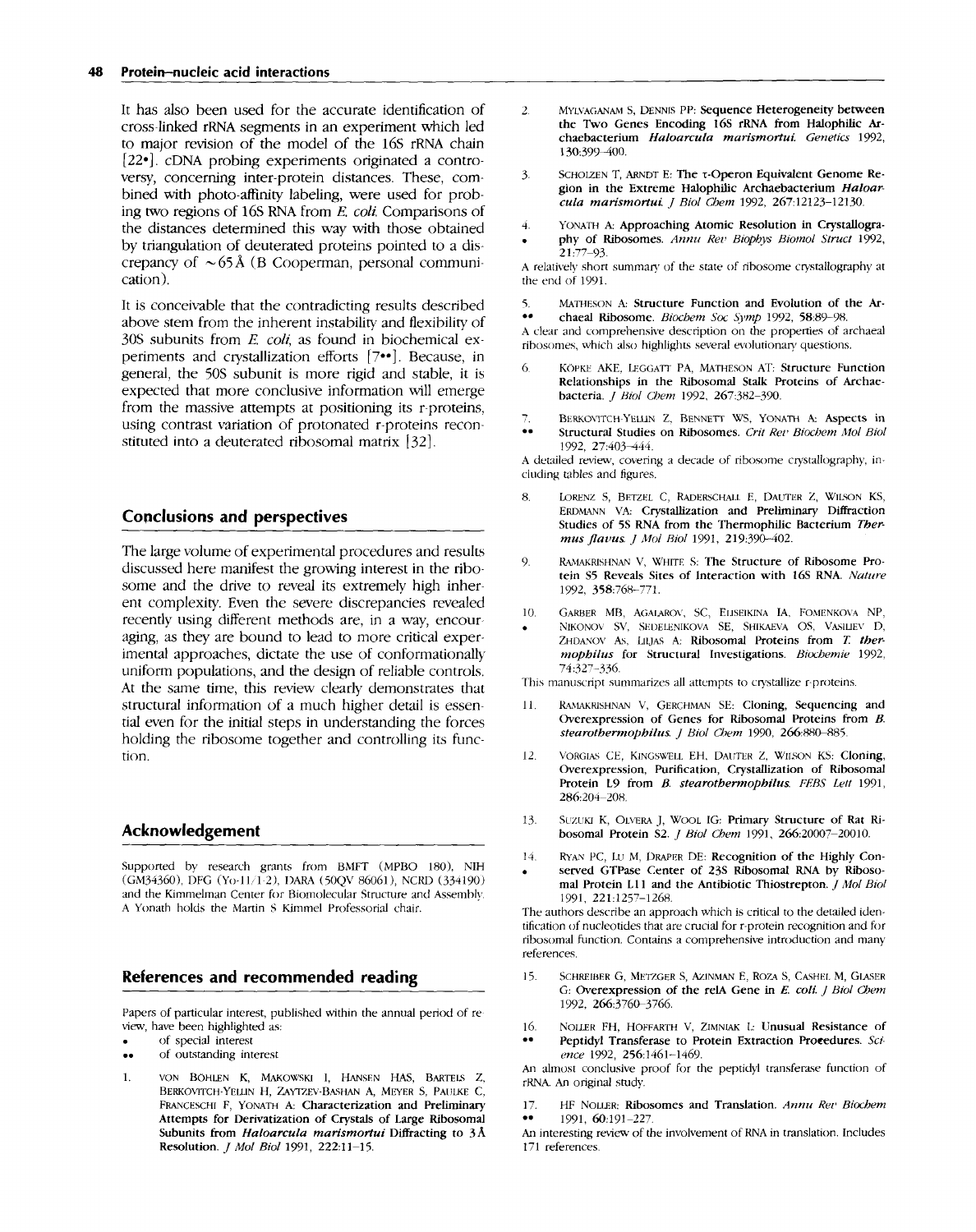It has also been used for the accurate identification of cross-linked rRNA segments in an experiment which led to major revision of the model of the 16S rRNA chain [22•]. cDNA probing experiments originated a controversy, concerning inter-protein distances. These, combined with photo-affinity labeling, were used for probing two regions of 16S RNA from *E. coli*. Comparisons of the distances determined this way with those obtained by triangulation of deuterated proteins pointed to a discrepancy of ~65 Å (B Cooperman, personal communication).

It is conceivable that the contradicting results described above stem from the inherent instability and flexibility of 30S subunits from *E. coli*, as found in biochemical experiments and crystallization efforts [7••]. Because, in general, the 50S subunit is more rigid and stable, it is expected that more conclusive information will emerge from the massive attempts at positioning its r-proteins, using contrast variation of protonated r-proteins reconstituted into a deuterated ribosomal matrix [32].

## Conclusions and perspectives

The large volume of experimental procedures and results discussed here manifest the growing interest in the ribosome and the drive to reveal its extremely high inherent complexity. Even the severe discrepancies revealed recently using different methods are, in a way, encouraging, as they are bound to lead to more critical experimental approaches, dictate the use of conformationally uniform populations, and the design of reliable controls. At the same time, this review clearly demonstrates that structural information of a much higher detail is essential even for the initial steps in understanding the forces holding the ribosome together and controlling its function.

## Acknowledgement

Supported by research grants from BMFT (MPBO 180), NIH (GM34360), DFG (Yo-11/1-2), DARA (50QV 86061), NCRD (334190) and the Kimmelman Center for Biomolecular Structure and Assembly. A Yonath holds the Martin S Kimmel Professorial chair.

## References and recommended reading

Papers of particular interest, published within the annual period of review, have been highlighted as:

- • of special interest
- •• of outstanding interest

1. VON BÖHLEN K, MAKOWSKI I, HANSEN HAS, BARTELS Z, BERKOVITCH-YELLIN H, ZAYTZEV-BASHAN A, MEYER S, PAULKE C, FRANCESCHI F, YONATH A: **Characterization and Preliminary Attempts for Derivatization of Crystals of Large Ribosomal Subunits from *Haloarcula marismortui* Diffracting to 3 Å Resolution.** *J Mol Biol* 1991, 222:11–15.

2. MYLVAGANAM S, DENNIS PP: **Sequence Heterogeneity between the Two Genes Encoding 16S rRNA from Halophilic Archaebacterium *Haloarcula marismortui*.** *Genetics* 1992, 130:399–400.

3. SCHOLZEN T, ARNDT E: **The τ-Operon Equivalent Genome Region in the Extreme Halophilic Archaebacterium *Haloarcula marismortui*.** *J Biol Chem* 1992, 267:12123–12130.

4. • YONATH A: **Approaching Atomic Resolution in Crystallography of Ribosomes.** *Annu Rev Biophys Biomol Struct* 1992, 21:77–93.

   A relatively short summary of the state of ribosome crystallography at the end of 1991.

5. •• MATHESON A: **Structure Function and Evolution of the Archaeal Ribosome.** *Biochem Soc Symp* 1992, 58:89–98.

   A clear and comprehensive description on the properties of archaeal ribosomes, which also highlights several evolutionary questions.

6. KÖPKE AKE, LEGGATT PA, MATHESON AT: **Structure Function Relationships in the Ribosomal Stalk Proteins of Archaebacteria.** *J Biol Chem* 1992, 267:382–390.

7. •• BERKOVITCH-YELLIN Z, BENNETT WS, YONATH A: **Aspects in Structural Studies on Ribosomes.** *Crit Rev Biochem Mol Biol* 1992, 27:403–444.

   A detailed review, covering a decade of ribosome crystallography, including tables and figures.

8. LORENZ S, BETZEL C, RADERSCHALL E, DAUTER Z, WILSON KS, ERDMANN VA: **Crystallization and Preliminary Diffraction Studies of 5S RNA from the Thermophilic Bacterium *Thermus flavus*.** *J Mol Biol* 1991, 219:390–402.

9. RAMAKRISHNAN V, WHITE S: **The Structure of Ribosome Protein S5 Reveals Sites of Interaction with 16S RNA.** *Nature* 1992, 358:768–771.

10. • GARBER MB, AGALAROV, SC, ELISEIKINA IA, FOMENKOVA NP, NIKONOV SV, SEDELENIKOVA SE, SHIKAEVA OS, VASILIEV D, ZHDANOV AS, LILJAS A: **Ribosomal Proteins from *T. thermophilus* for Structural Investigations.** *Biochemie* 1992, 74:327–336.

    This manuscript summarizes all attempts to crystallize r-proteins.

11. RAMAKRISHNAN V, GERCHMAN SE: **Cloning, Sequencing and Overexpression of Genes for Ribosomal Proteins from *B. stearothermophilus*.** *J Biol Chem* 1990, 266:880–885.

12. VORGIAS CE, KINGSWELL EH, DAUTER Z, WILSON KS: **Cloning, Overexpression, Purification, Crystallization of Ribosomal Protein L9 from *B. stearothermophilus*.** *FEBS Lett* 1991, 286:204–208.

13. SUZUKI K, OLVERA J, WOOL IG: **Primary Structure of Rat Ribosomal Protein S2.** *J Biol Chem* 1991, 266:20007–20010.

14. • RYAN PC, LU M, DRAPER DE: **Recognition of the Highly Conserved GTPase Center of 23S Ribosomal RNA by Ribosomal Protein L11 and the Antibiotic Thiostrepton.** *J Mol Biol* 1991, 221:1257–1268.

    The authors describe an approach which is critical to the detailed identification of nucleotides that are crucial for r-protein recognition and for ribosomal function. Contains a comprehensive introduction and many references.

15. SCHREIBER G, METZGER S, AZINMAN E, ROZA S, CASHEL M, GLASER G: **Overexpression of the relA Gene in *E. coli*.** *J Biol Chem* 1992, 266:3760–3766.

16. •• NOLLER FH, HOFFARTH V, ZIMNIAK L: **Unusual Resistance of Peptidyl Transferase to Protein Extraction Procedures.** *Science* 1992, 256:1461–1469.

    An almost conclusive proof for the peptidyl transferase function of rRNA. An original study.

17. •• HF NOLLER: **Ribosomes and Translation.** *Annu Rev Biochem* 1991, 60:191–227.

    An interesting review of the involvement of RNA in translation. Includes 171 references.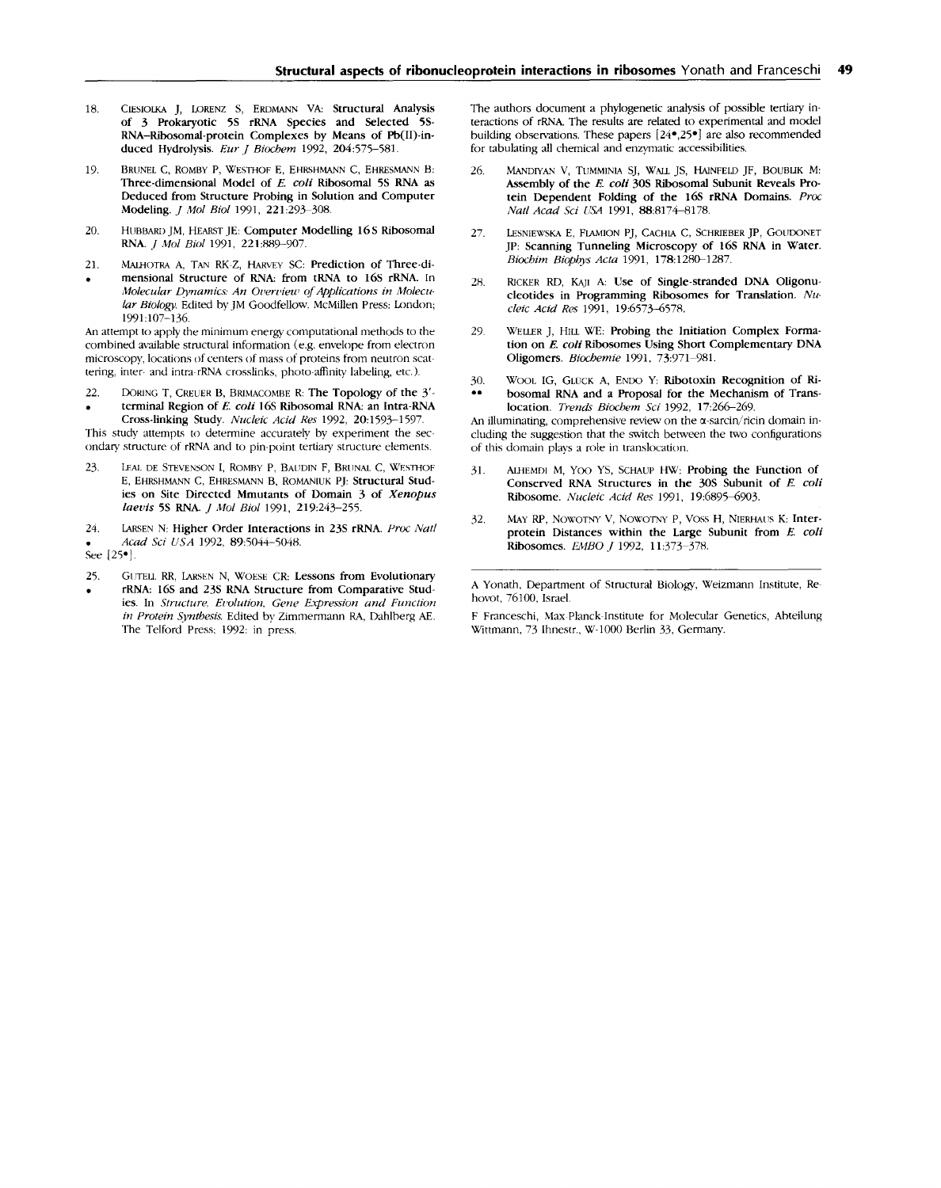18. Ciesiolka J, Lorenz S, Erdmann VA: **Structural Analysis of 3 Prokaryotic 5S rRNA Species and Selected 5S-RNA–Ribosomal-protein Complexes by Means of Pb(II)-induced Hydrolysis.** *Eur J Biochem* 1992, 204:575–581.

19. Brunel C, Romby P, Westhof E, Ehrshmann C, Ehresmann B: **Three-dimensional Model of *E. coli* Ribosomal 5S RNA as Deduced from Structure Probing in Solution and Computer Modeling.** *J Mol Biol* 1991, 221:293–308.

20. Hubbard JM, Hearst JE: **Computer Modelling 16S Ribosomal RNA.** *J Mol Biol* 1991, 221:889–907.

21. • Malhotra A, Tan RK-Z, Harvey SC: **Prediction of Three-dimensional Structure of RNA: from tRNA to 16S rRNA.** In *Molecular Dynamics: An Overview of Applications in Molecular Biology.* Edited by JM Goodfellow. McMillen Press: London; 1991:107–136.

An attempt to apply the minimum energy computational methods to the combined available structural information (e.g. envelope from electron microscopy, locations of centers of mass of proteins from neutron scattering, inter- and intra-rRNA crosslinks, photo-affinity labeling, etc.).

22. • Döring T, Greuer B, Brimacombe R: **The Topology of the 3′-terminal Region of *E. coli* 16S Ribosomal RNA: an Intra-RNA Cross-linking Study.** *Nucleic Acid Res* 1992, 20:1593–1597.

This study attempts to determine accurately by experiment the secondary structure of rRNA and to pin-point tertiary structure elements.

23. Leal de Stevenson I, Romby P, Baudin F, Brunal C, Westhof E, Ehrshmann C, Ehresmann B, Romaniuk PJ: **Structural Studies on Site Directed Mmutants of Domain 3 of *Xenopus laevis* 5S RNA.** *J Mol Biol* 1991, 219:243–255.

24. • Larsen N: **Higher Order Interactions in 23S rRNA.** *Proc Natl Acad Sci USA* 1992, 89:5044–5048.

See [25•].

25. • Gutell RR, Larsen N, Woese CR: **Lessons from Evolutionary rRNA: 16S and 23S RNA Structure from Comparative Studies.** In *Structure, Evolution, Gene Expression and Function in Protein Synthesis.* Edited by Zimmermann RA, Dahlberg AE. The Telford Press; 1992: in press.

The authors document a phylogenetic analysis of possible tertiary interactions of rRNA. The results are related to experimental and model building observations. These papers [24•,25•] are also recommended for tabulating all chemical and enzymatic accessibilities.

26. Mandiyan V, Tumminia SJ, Wall JS, Hainfeld JF, Boublik M: **Assembly of the *E. coli* 30S Ribosomal Subunit Reveals Protein Dependent Folding of the 16S rRNA Domains.** *Proc Natl Acad Sci USA* 1991, 88:8174–8178.

27. Lesniewska E, Flamion PJ, Cachia C, Schrieber JP, Goudonet JP: **Scanning Tunneling Microscopy of 16S RNA in Water.** *Biochim Biophys Acta* 1991, 178:1280–1287.

28. Ricker RD, Kaji A: **Use of Single-stranded DNA Oligonucleotides in Programming Ribosomes for Translation.** *Nucleic Acid Res* 1991, 19:6573–6578.

29. Weller J, Hill WE: **Probing the Initiation Complex Formation on *E. coli* Ribosomes Using Short Complementary DNA Oligomers.** *Biochemie* 1991, 73:971–981.

30. •• Wool IG, Gluck A, Endo Y: **Ribotoxin Recognition of Ribosomal RNA and a Proposal for the Mechanism of Translocation.** *Trends Biochem Sci* 1992, 17:266–269.

An illuminating, comprehensive review on the α-sarcin/ricin domain including the suggestion that the switch between the two configurations of this domain plays a role in translocation.

31. Alhemdi M, Yoo YS, Schaup HW: **Probing the Function of Conserved RNA Structures in the 30S Subunit of *E. coli* Ribosome.** *Nucleic Acid Res* 1991, 19:6895–6903.

32. May RP, Nowotny V, Nowotny P, Voss H, Nierhaus K: **Interprotein Distances within the Large Subunit from *E. coli* Ribosomes.** *EMBO J* 1992, 11:373–378.

---

A Yonath, Department of Structural Biology, Weizmann Institute, Rehovot, 76100, Israel.

F Franceschi, Max-Planck-Institute for Molecular Genetics, Abteilung Wittmann, 73 Ihnestr., W-1000 Berlin 33, Germany.